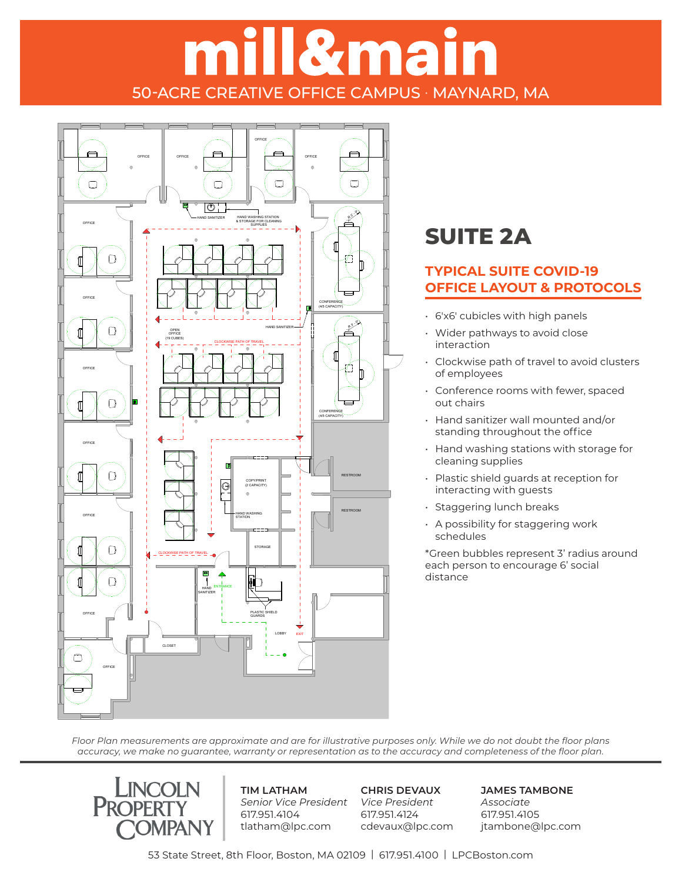# mill&main

50-ACRE CREATIVE OFFICE CAMPUS · MAYNARD, MA

## SUITE 2A

### TYPICAL SUITE COVID-19 OFFICE LAYOUT & PROTOCOLS

- 6'x6' cubicles with high panels
- Wider pathways to avoid close interaction
- Clockwise path of travel to avoid clusters of employees
- Conference rooms with fewer, spaced out chairs
- Hand sanitizer wall mounted and/or standing throughout the office
- Hand washing stations with storage for cleaning supplies
- Plastic shield guards at reception for interacting with guests
- Staggering lunch breaks
- A possibility for staggering work schedules

*Green bubbles represent 3' radius around each person to encourage 6' social distance

*Floor Plan measurements are approximate and are for illustrative purposes only. While we do not doubt the floor plans accuracy, we make no guarantee, warranty or representation as to the accuracy and completeness of the floor plan.*

LINCOLN PROPERTY COMPANY

**TIM LATHAM**
*Senior Vice President*
617.951.4104
tlatham@lpc.com

**CHRIS DEVAUX**
*Vice President*
617.951.4124
cdevaux@lpc.com

**JAMES TAMBONE**
*Associate*
617.951.4105
jtambone@lpc.com

53 State Street, 8th Floor, Boston, MA 02109 | 617.951.4100 | LPCBoston.com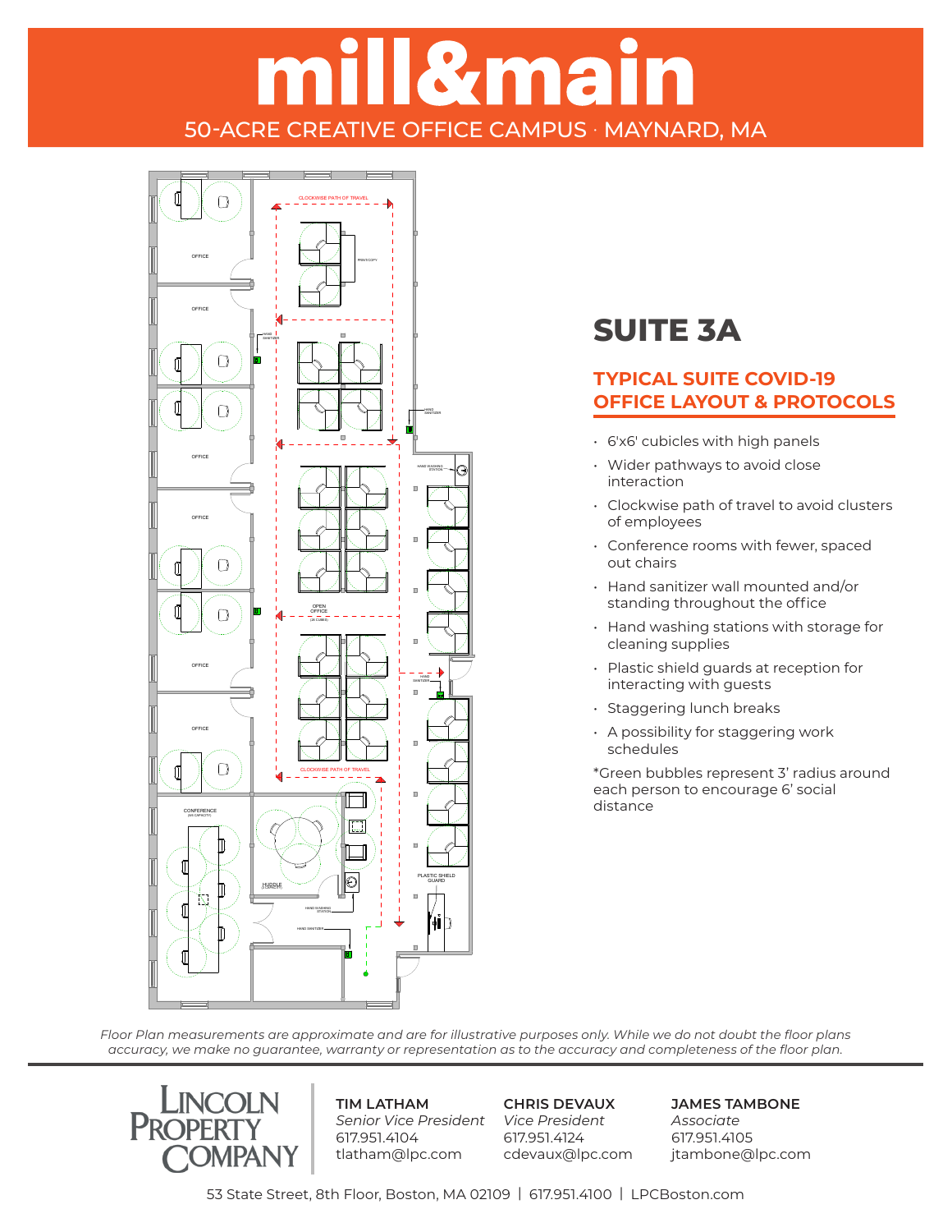# mill&main

50-ACRE CREATIVE OFFICE CAMPUS · MAYNARD, MA

CLOCKWISE PATH OF TRAVEL

PRINT/COPY

OFFICE

OFFICE

HAND SANITIZER

HAND SANITIZER

OFFICE

HAND WASHING STATION

OFFICE

OPEN OFFICE (36 CUBES)

OFFICE

HAND SANITIZER

OFFICE

CLOCKWISE PATH OF TRAVEL

CONFERENCE (6/8 CAPACITY)

HUDDLE (3 CAPACITY)

PLASTIC SHIELD GUARD

HAND WASHING STATION

HAND SANITIZER

## SUITE 3A

### TYPICAL SUITE COVID-19 OFFICE LAYOUT & PROTOCOLS

- 6'x6' cubicles with high panels
- Wider pathways to avoid close interaction
- Clockwise path of travel to avoid clusters of employees
- Conference rooms with fewer, spaced out chairs
- Hand sanitizer wall mounted and/or standing throughout the office
- Hand washing stations with storage for cleaning supplies
- Plastic shield guards at reception for interacting with guests
- Staggering lunch breaks
- A possibility for staggering work schedules

*Green bubbles represent 3' radius around each person to encourage 6' social distance

*Floor Plan measurements are approximate and are for illustrative purposes only. While we do not doubt the floor plans accuracy, we make no guarantee, warranty or representation as to the accuracy and completeness of the floor plan.*

LINCOLN PROPERTY COMPANY

**TIM LATHAM**
*Senior Vice President*
617.951.4104
tlatham@lpc.com

**CHRIS DEVAUX**
*Vice President*
617.951.4124
cdevaux@lpc.com

**JAMES TAMBONE**
*Associate*
617.951.4105
jtambone@lpc.com

53 State Street, 8th Floor, Boston, MA 02109 | 617.951.4100 | LPCBoston.com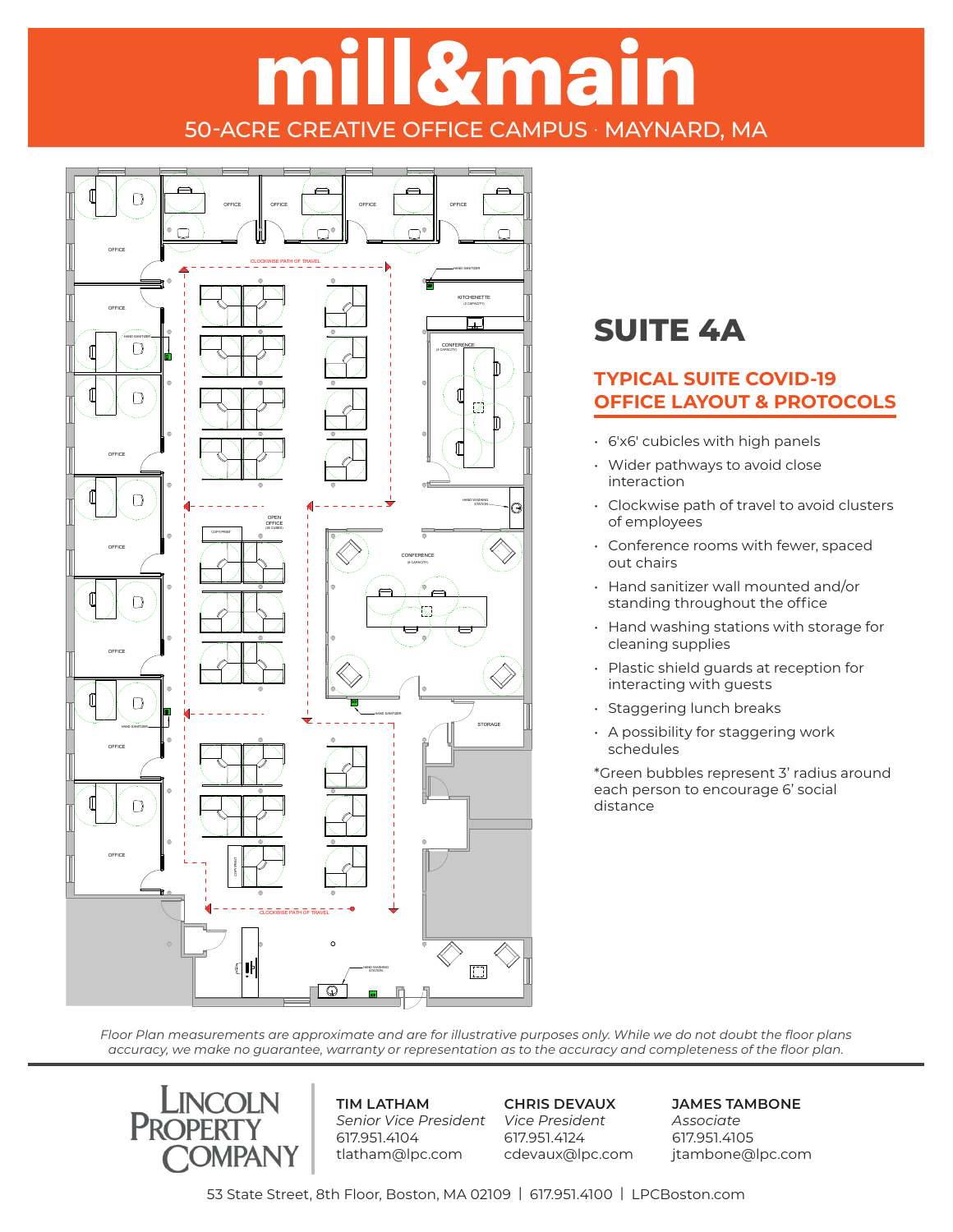# mill&main

50-ACRE CREATIVE OFFICE CAMPUS · MAYNARD, MA

OFFICE

OFFICE

OFFICE

OFFICE

OFFICE

OFFICE

CLOCKWISE PATH OF TRAVEL

HAND SANITIZER

KITCHENETTE

(2 CAPACITY)

HAND SANITIZER

CONFERENCE

(4 CAPACITY)

OFFICE

OFFICE

HAND WASHING STATION

OPEN OFFICE

(30 CUBES)

COPY/PRINT

CONFERENCE

(4 CAPACITY)

OFFICE

OFFICE

HAND SANITIZER

HAND SANITIZER

STORAGE

OFFICE

COPY/PRINT

OFFICE

CLOCKWISE PATH OF TRAVEL

HAND WASHING STATION

## SUITE 4A

### TYPICAL SUITE COVID-19 OFFICE LAYOUT & PROTOCOLS

- 6'x6' cubicles with high panels
- Wider pathways to avoid close interaction
- Clockwise path of travel to avoid clusters of employees
- Conference rooms with fewer, spaced out chairs
- Hand sanitizer wall mounted and/or standing throughout the office
- Hand washing stations with storage for cleaning supplies
- Plastic shield guards at reception for interacting with guests
- Staggering lunch breaks
- A possibility for staggering work schedules

*Green bubbles represent 3' radius around each person to encourage 6' social distance

*Floor Plan measurements are approximate and are for illustrative purposes only. While we do not doubt the floor plans accuracy, we make no guarantee, warranty or representation as to the accuracy and completeness of the floor plan.*

LINCOLN PROPERTY COMPANY

**TIM LATHAM**
*Senior Vice President*
617.951.4104
tlatham@lpc.com

**CHRIS DEVAUX**
*Vice President*
617.951.4124
cdevaux@lpc.com

**JAMES TAMBONE**
*Associate*
617.951.4105
jtambone@lpc.com

53 State Street, 8th Floor, Boston, MA 02109 | 617.951.4100 | LPCBoston.com